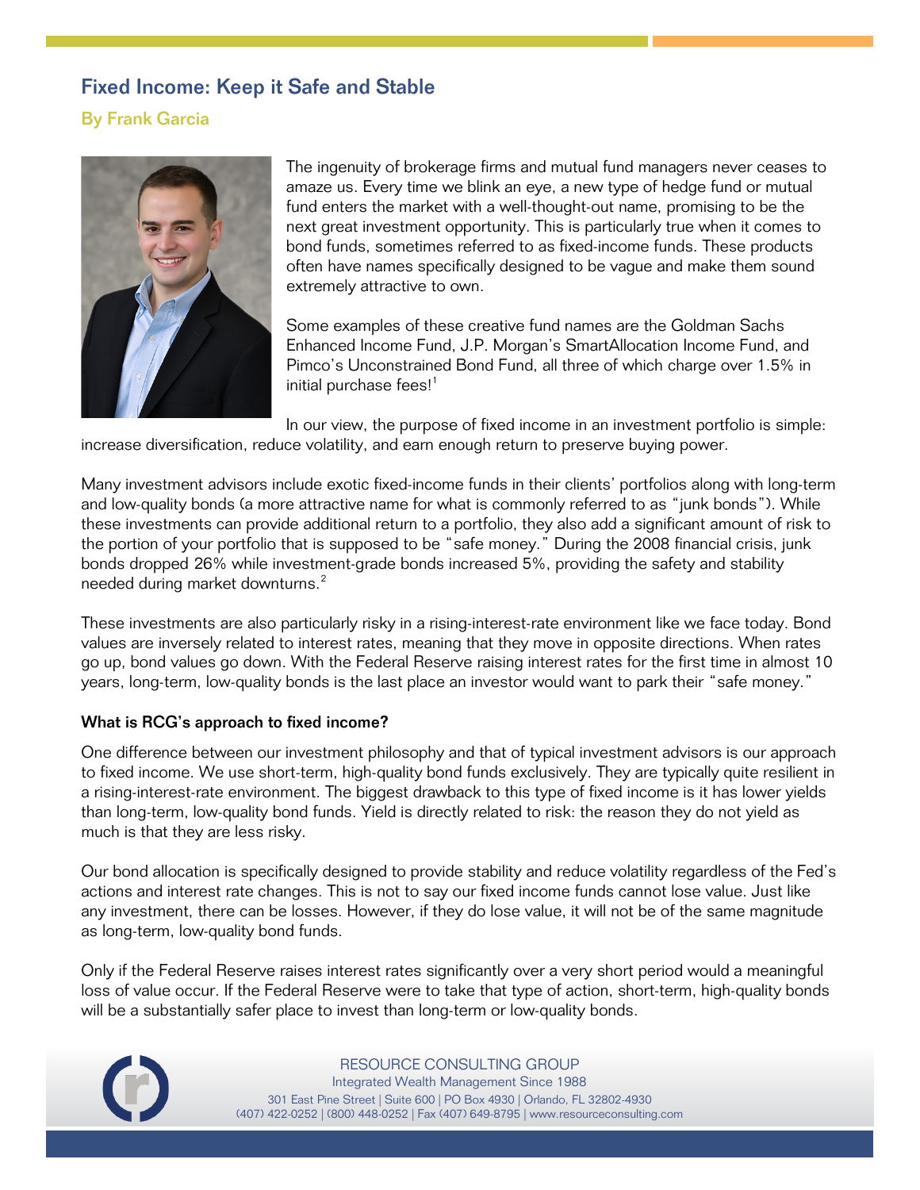# Fixed Income: Keep it Safe and Stable

## By Frank Garcia

The ingenuity of brokerage firms and mutual fund managers never ceases to amaze us. Every time we blink an eye, a new type of hedge fund or mutual fund enters the market with a well-thought-out name, promising to be the next great investment opportunity. This is particularly true when it comes to bond funds, sometimes referred to as fixed-income funds. These products often have names specifically designed to be vague and make them sound extremely attractive to own.

Some examples of these creative fund names are the Goldman Sachs Enhanced Income Fund, J.P. Morgan's SmartAllocation Income Fund, and Pimco's Unconstrained Bond Fund, all three of which charge over 1.5% in initial purchase fees![1]

In our view, the purpose of fixed income in an investment portfolio is simple: increase diversification, reduce volatility, and earn enough return to preserve buying power.

Many investment advisors include exotic fixed-income funds in their clients' portfolios along with long-term and low-quality bonds (a more attractive name for what is commonly referred to as "junk bonds"). While these investments can provide additional return to a portfolio, they also add a significant amount of risk to the portion of your portfolio that is supposed to be "safe money." During the 2008 financial crisis, junk bonds dropped 26% while investment-grade bonds increased 5%, providing the safety and stability needed during market downturns.[2]

These investments are also particularly risky in a rising-interest-rate environment like we face today. Bond values are inversely related to interest rates, meaning that they move in opposite directions. When rates go up, bond values go down. With the Federal Reserve raising interest rates for the first time in almost 10 years, long-term, low-quality bonds is the last place an investor would want to park their "safe money."

### What is RCG's approach to fixed income?

One difference between our investment philosophy and that of typical investment advisors is our approach to fixed income. We use short-term, high-quality bond funds exclusively. They are typically quite resilient in a rising-interest-rate environment. The biggest drawback to this type of fixed income is it has lower yields than long-term, low-quality bond funds. Yield is directly related to risk: the reason they do not yield as much is that they are less risky.

Our bond allocation is specifically designed to provide stability and reduce volatility regardless of the Fed's actions and interest rate changes. This is not to say our fixed income funds cannot lose value. Just like any investment, there can be losses. However, if they do lose value, it will not be of the same magnitude as long-term, low-quality bond funds.

Only if the Federal Reserve raises interest rates significantly over a very short period would a meaningful loss of value occur. If the Federal Reserve were to take that type of action, short-term, high-quality bonds will be a substantially safer place to invest than long-term or low-quality bonds.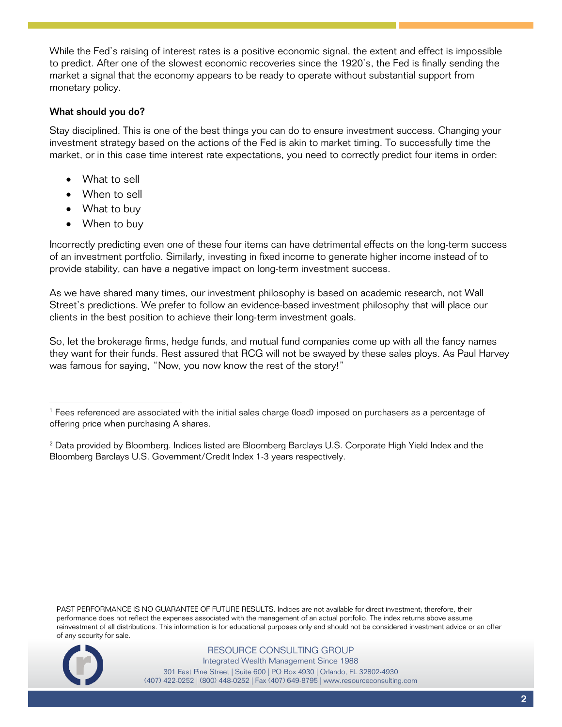While the Fed's raising of interest rates is a positive economic signal, the extent and effect is impossible to predict. After one of the slowest economic recoveries since the 1920's, the Fed is finally sending the market a signal that the economy appears to be ready to operate without substantial support from monetary policy.

**What should you do?**

Stay disciplined. This is one of the best things you can do to ensure investment success. Changing your investment strategy based on the actions of the Fed is akin to market timing. To successfully time the market, or in this case time interest rate expectations, you need to correctly predict four items in order:

- What to sell
- When to sell
- What to buy
- When to buy

Incorrectly predicting even one of these four items can have detrimental effects on the long-term success of an investment portfolio. Similarly, investing in fixed income to generate higher income instead of to provide stability, can have a negative impact on long-term investment success.

As we have shared many times, our investment philosophy is based on academic research, not Wall Street's predictions. We prefer to follow an evidence-based investment philosophy that will place our clients in the best position to achieve their long-term investment goals.

So, let the brokerage firms, hedge funds, and mutual fund companies come up with all the fancy names they want for their funds. Rest assured that RCG will not be swayed by these sales ploys. As Paul Harvey was famous for saying, "Now, you now know the rest of the story!"

---

[1] Fees referenced are associated with the initial sales charge (load) imposed on purchasers as a percentage of offering price when purchasing A shares.

[2] Data provided by Bloomberg. Indices listed are Bloomberg Barclays U.S. Corporate High Yield Index and the Bloomberg Barclays U.S. Government/Credit Index 1-3 years respectively.

PAST PERFORMANCE IS NO GUARANTEE OF FUTURE RESULTS. Indices are not available for direct investment; therefore, their performance does not reflect the expenses associated with the management of an actual portfolio. The index returns above assume reinvestment of all distributions. This information is for educational purposes only and should not be considered investment advice or an offer of any security for sale.

RESOURCE CONSULTING GROUP
Integrated Wealth Management Since 1988
301 East Pine Street | Suite 600 | PO Box 4930 | Orlando, FL 32802-4930
(407) 422-0252 | (800) 448-0252 | Fax (407) 649-8795 | www.resourceconsulting.com